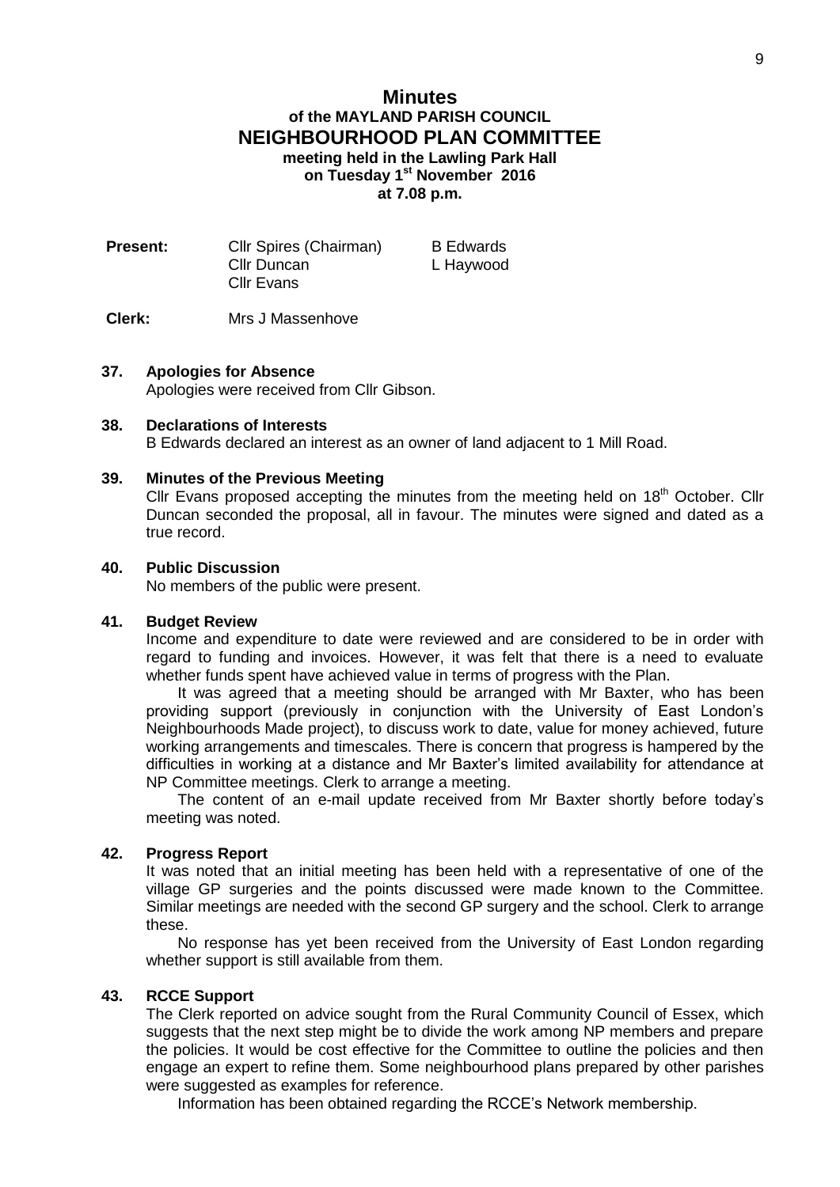# Minutes
## of the MAYLAND PARISH COUNCIL
## NEIGHBOURHOOD PLAN COMMITTEE
**meeting held in the Lawling Park Hall**
**on Tuesday 1st November 2016**
**at 7.08 p.m.**

**Present:** Cllr Spires (Chairman), Cllr Duncan, Cllr Evans, B Edwards, L Haywood

**Clerk:** Mrs J Massenhove

### 37. Apologies for Absence

Apologies were received from Cllr Gibson.

### 38. Declarations of Interests

B Edwards declared an interest as an owner of land adjacent to 1 Mill Road.

### 39. Minutes of the Previous Meeting

Cllr Evans proposed accepting the minutes from the meeting held on 18th October. Cllr Duncan seconded the proposal, all in favour. The minutes were signed and dated as a true record.

### 40. Public Discussion

No members of the public were present.

### 41. Budget Review

Income and expenditure to date were reviewed and are considered to be in order with regard to funding and invoices. However, it was felt that there is a need to evaluate whether funds spent have achieved value in terms of progress with the Plan.

It was agreed that a meeting should be arranged with Mr Baxter, who has been providing support (previously in conjunction with the University of East London's Neighbourhoods Made project), to discuss work to date, value for money achieved, future working arrangements and timescales. There is concern that progress is hampered by the difficulties in working at a distance and Mr Baxter's limited availability for attendance at NP Committee meetings. Clerk to arrange a meeting.

The content of an e-mail update received from Mr Baxter shortly before today's meeting was noted.

### 42. Progress Report

It was noted that an initial meeting has been held with a representative of one of the village GP surgeries and the points discussed were made known to the Committee. Similar meetings are needed with the second GP surgery and the school. Clerk to arrange these.

No response has yet been received from the University of East London regarding whether support is still available from them.

### 43. RCCE Support

The Clerk reported on advice sought from the Rural Community Council of Essex, which suggests that the next step might be to divide the work among NP members and prepare the policies. It would be cost effective for the Committee to outline the policies and then engage an expert to refine them. Some neighbourhood plans prepared by other parishes were suggested as examples for reference.

Information has been obtained regarding the RCCE's Network membership.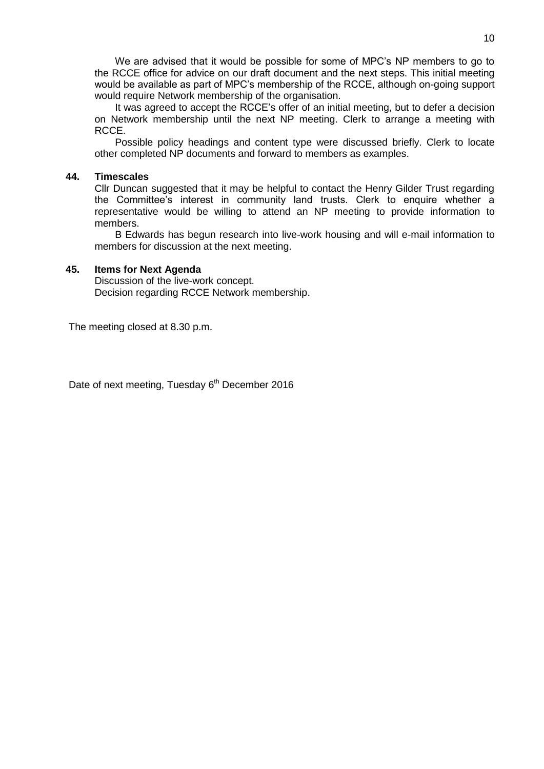We are advised that it would be possible for some of MPC's NP members to go to the RCCE office for advice on our draft document and the next steps. This initial meeting would be available as part of MPC's membership of the RCCE, although on-going support would require Network membership of the organisation.

It was agreed to accept the RCCE's offer of an initial meeting, but to defer a decision on Network membership until the next NP meeting. Clerk to arrange a meeting with RCCE.

Possible policy headings and content type were discussed briefly. Clerk to locate other completed NP documents and forward to members as examples.

**44. Timescales**

Cllr Duncan suggested that it may be helpful to contact the Henry Gilder Trust regarding the Committee's interest in community land trusts. Clerk to enquire whether a representative would be willing to attend an NP meeting to provide information to members.

B Edwards has begun research into live-work housing and will e-mail information to members for discussion at the next meeting.

**45. Items for Next Agenda**

Discussion of the live-work concept.
Decision regarding RCCE Network membership.

The meeting closed at 8.30 p.m.

Date of next meeting, Tuesday 6th December 2016